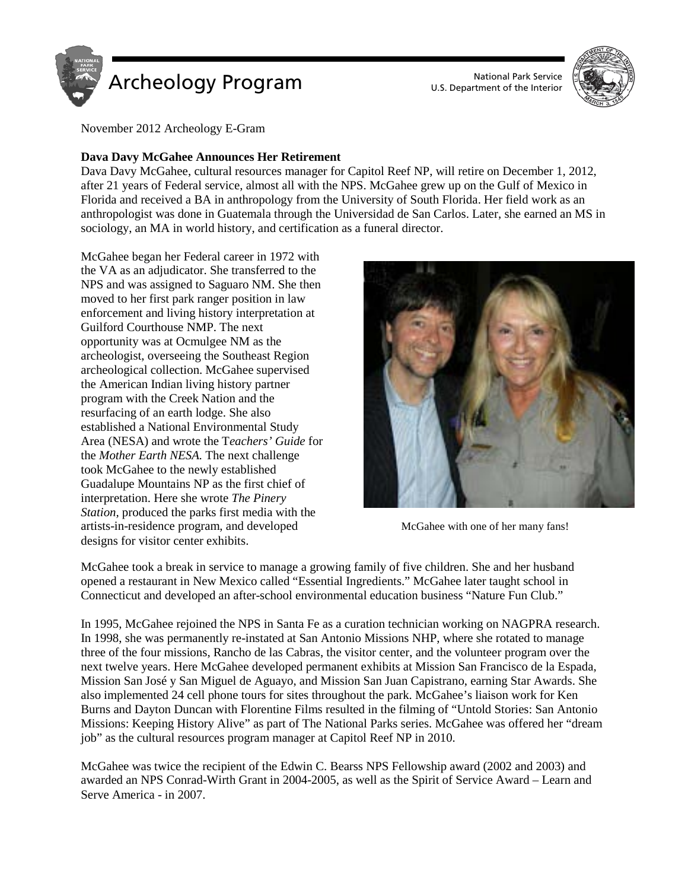November 2012 Archeology E-Gram

**Dava Davy McGahee Announces Her Retirement**

Dava Davy McGahee, cultural resources manager for Capitol Reef NP, will retire on December 1, 2012, after 21 years of Federal service, almost all with the NPS. McGahee grew up on the Gulf of Mexico in Florida and received a BA in anthropology from the University of South Florida. Her field work as an anthropologist was done in Guatemala through the Universidad de San Carlos. Later, she earned an MS in sociology, an MA in world history, and certification as a funeral director.

McGahee began her Federal career in 1972 with the VA as an adjudicator. She transferred to the NPS and was assigned to Saguaro NM. She then moved to her first park ranger position in law enforcement and living history interpretation at Guilford Courthouse NMP. The next opportunity was at Ocmulgee NM as the archeologist, overseeing the Southeast Region archeological collection. McGahee supervised the American Indian living history partner program with the Creek Nation and the resurfacing of an earth lodge. She also established a National Environmental Study Area (NESA) and wrote the T*eachers' Guide* for the *Mother Earth NESA.* The next challenge took McGahee to the newly established Guadalupe Mountains NP as the first chief of interpretation. Here she wrote *The Pinery Station*, produced the parks first media with the artists-in-residence program, and developed designs for visitor center exhibits.

McGahee with one of her many fans!

McGahee took a break in service to manage a growing family of five children. She and her husband opened a restaurant in New Mexico called "Essential Ingredients." McGahee later taught school in Connecticut and developed an after-school environmental education business "Nature Fun Club."

In 1995, McGahee rejoined the NPS in Santa Fe as a curation technician working on NAGPRA research. In 1998, she was permanently re-instated at San Antonio Missions NHP, where she rotated to manage three of the four missions, Rancho de las Cabras, the visitor center, and the volunteer program over the next twelve years. Here McGahee developed permanent exhibits at Mission San Francisco de la Espada, Mission San José y San Miguel de Aguayo, and Mission San Juan Capistrano, earning Star Awards. She also implemented 24 cell phone tours for sites throughout the park. McGahee's liaison work for Ken Burns and Dayton Duncan with Florentine Films resulted in the filming of "Untold Stories: San Antonio Missions: Keeping History Alive" as part of The National Parks series. McGahee was offered her "dream job" as the cultural resources program manager at Capitol Reef NP in 2010.

McGahee was twice the recipient of the Edwin C. Bearss NPS Fellowship award (2002 and 2003) and awarded an NPS Conrad-Wirth Grant in 2004-2005, as well as the Spirit of Service Award – Learn and Serve America - in 2007.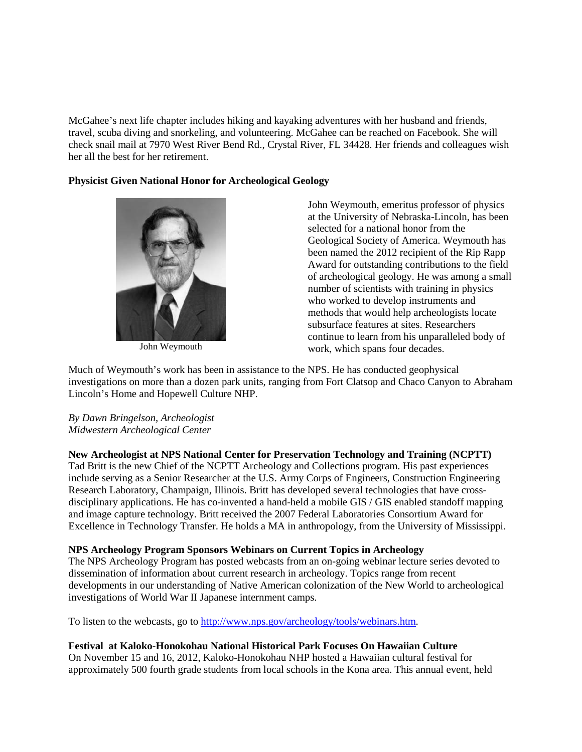McGahee's next life chapter includes hiking and kayaking adventures with her husband and friends, travel, scuba diving and snorkeling, and volunteering. McGahee can be reached on Facebook. She will check snail mail at 7970 West River Bend Rd., Crystal River, FL 34428. Her friends and colleagues wish her all the best for her retirement.

**Physicist Given National Honor for Archeological Geology**

John Weymouth

John Weymouth, emeritus professor of physics at the University of Nebraska-Lincoln, has been selected for a national honor from the Geological Society of America. Weymouth has been named the 2012 recipient of the Rip Rapp Award for outstanding contributions to the field of archeological geology. He was among a small number of scientists with training in physics who worked to develop instruments and methods that would help archeologists locate subsurface features at sites. Researchers continue to learn from his unparalleled body of work, which spans four decades.

Much of Weymouth's work has been in assistance to the NPS. He has conducted geophysical investigations on more than a dozen park units, ranging from Fort Clatsop and Chaco Canyon to Abraham Lincoln's Home and Hopewell Culture NHP.

*By Dawn Bringelson, Archeologist*
*Midwestern Archeological Center*

**New Archeologist at NPS National Center for Preservation Technology and Training (NCPTT)**

Tad Britt is the new Chief of the NCPTT Archeology and Collections program. His past experiences include serving as a Senior Researcher at the U.S. Army Corps of Engineers, Construction Engineering Research Laboratory, Champaign, Illinois. Britt has developed several technologies that have cross-disciplinary applications. He has co-invented a hand-held a mobile GIS / GIS enabled standoff mapping and image capture technology. Britt received the 2007 Federal Laboratories Consortium Award for Excellence in Technology Transfer. He holds a MA in anthropology, from the University of Mississippi.

**NPS Archeology Program Sponsors Webinars on Current Topics in Archeology**

The NPS Archeology Program has posted webcasts from an on-going webinar lecture series devoted to dissemination of information about current research in archeology. Topics range from recent developments in our understanding of Native American colonization of the New World to archeological investigations of World War II Japanese internment camps.

To listen to the webcasts, go to http://www.nps.gov/archeology/tools/webinars.htm.

**Festival at Kaloko-Honokohau National Historical Park Focuses On Hawaiian Culture**

On November 15 and 16, 2012, Kaloko-Honokohau NHP hosted a Hawaiian cultural festival for approximately 500 fourth grade students from local schools in the Kona area. This annual event, held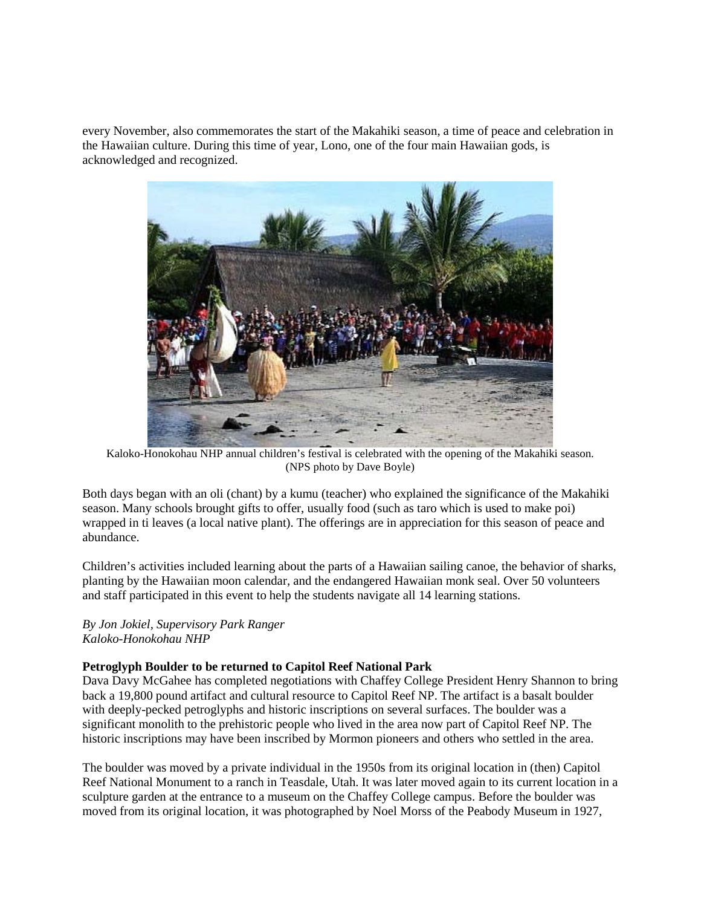every November, also commemorates the start of the Makahiki season, a time of peace and celebration in the Hawaiian culture. During this time of year, Lono, one of the four main Hawaiian gods, is acknowledged and recognized.

Kaloko-Honokohau NHP annual children's festival is celebrated with the opening of the Makahiki season. (NPS photo by Dave Boyle)

Both days began with an oli (chant) by a kumu (teacher) who explained the significance of the Makahiki season. Many schools brought gifts to offer, usually food (such as taro which is used to make poi) wrapped in ti leaves (a local native plant). The offerings are in appreciation for this season of peace and abundance.

Children's activities included learning about the parts of a Hawaiian sailing canoe, the behavior of sharks, planting by the Hawaiian moon calendar, and the endangered Hawaiian monk seal. Over 50 volunteers and staff participated in this event to help the students navigate all 14 learning stations.

*By Jon Jokiel, Supervisory Park Ranger*
*Kaloko-Honokohau NHP*

**Petroglyph Boulder to be returned to Capitol Reef National Park**

Dava Davy McGahee has completed negotiations with Chaffey College President Henry Shannon to bring back a 19,800 pound artifact and cultural resource to Capitol Reef NP. The artifact is a basalt boulder with deeply-pecked petroglyphs and historic inscriptions on several surfaces. The boulder was a significant monolith to the prehistoric people who lived in the area now part of Capitol Reef NP. The historic inscriptions may have been inscribed by Mormon pioneers and others who settled in the area.

The boulder was moved by a private individual in the 1950s from its original location in (then) Capitol Reef National Monument to a ranch in Teasdale, Utah. It was later moved again to its current location in a sculpture garden at the entrance to a museum on the Chaffey College campus. Before the boulder was moved from its original location, it was photographed by Noel Morss of the Peabody Museum in 1927,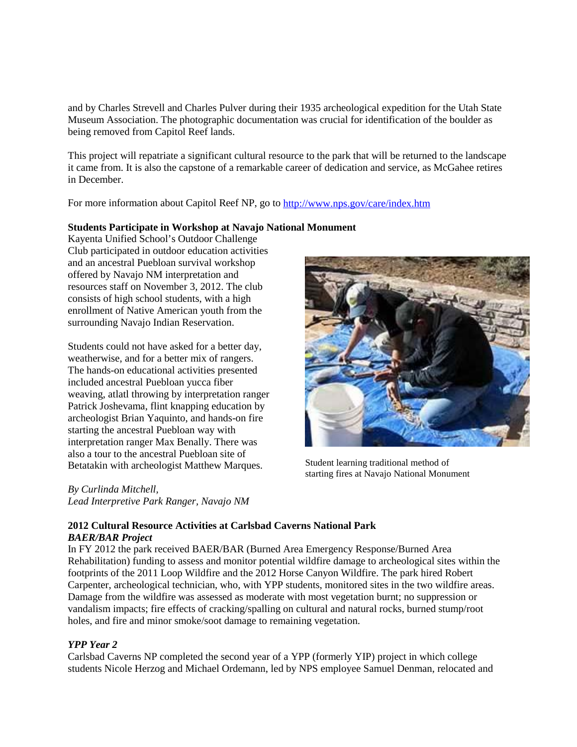and by Charles Strevell and Charles Pulver during their 1935 archeological expedition for the Utah State Museum Association. The photographic documentation was crucial for identification of the boulder as being removed from Capitol Reef lands.

This project will repatriate a significant cultural resource to the park that will be returned to the landscape it came from. It is also the capstone of a remarkable career of dedication and service, as McGahee retires in December.

For more information about Capitol Reef NP, go to http://www.nps.gov/care/index.htm

**Students Participate in Workshop at Navajo National Monument**

Kayenta Unified School's Outdoor Challenge Club participated in outdoor education activities and an ancestral Puebloan survival workshop offered by Navajo NM interpretation and resources staff on November 3, 2012. The club consists of high school students, with a high enrollment of Native American youth from the surrounding Navajo Indian Reservation.

Students could not have asked for a better day, weatherwise, and for a better mix of rangers. The hands-on educational activities presented included ancestral Puebloan yucca fiber weaving, atlatl throwing by interpretation ranger Patrick Joshevama, flint knapping education by archeologist Brian Yaquinto, and hands-on fire starting the ancestral Puebloan way with interpretation ranger Max Benally. There was also a tour to the ancestral Puebloan site of Betatakin with archeologist Matthew Marques.

Student learning traditional method of starting fires at Navajo National Monument

*By Curlinda Mitchell,*
*Lead Interpretive Park Ranger, Navajo NM*

**2012 Cultural Resource Activities at Carlsbad Caverns National Park**

***BAER/BAR Project***

In FY 2012 the park received BAER/BAR (Burned Area Emergency Response/Burned Area Rehabilitation) funding to assess and monitor potential wildfire damage to archeological sites within the footprints of the 2011 Loop Wildfire and the 2012 Horse Canyon Wildfire. The park hired Robert Carpenter, archeological technician, who, with YPP students, monitored sites in the two wildfire areas. Damage from the wildfire was assessed as moderate with most vegetation burnt; no suppression or vandalism impacts; fire effects of cracking/spalling on cultural and natural rocks, burned stump/root holes, and fire and minor smoke/soot damage to remaining vegetation.

***YPP Year 2***

Carlsbad Caverns NP completed the second year of a YPP (formerly YIP) project in which college students Nicole Herzog and Michael Ordemann, led by NPS employee Samuel Denman, relocated and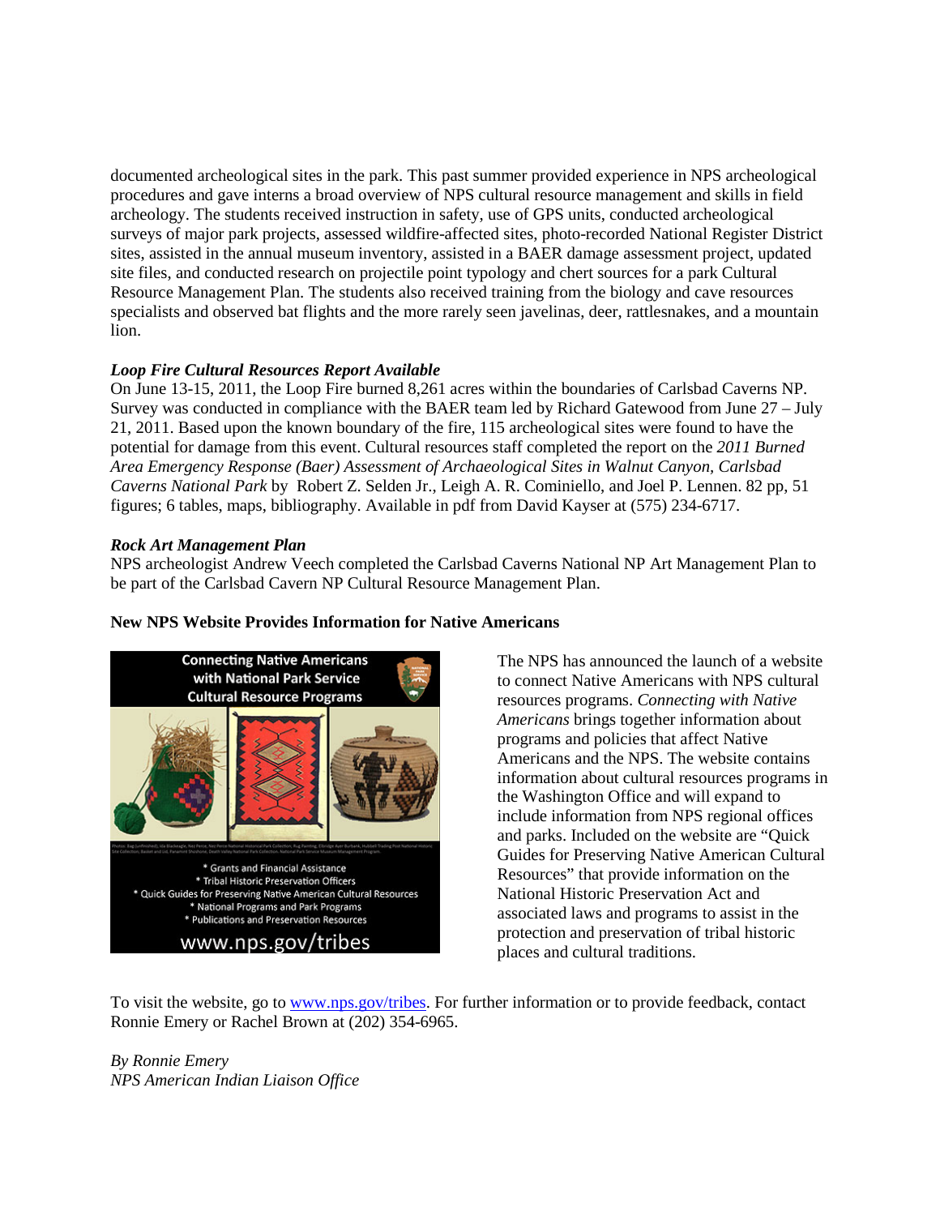documented archeological sites in the park. This past summer provided experience in NPS archeological procedures and gave interns a broad overview of NPS cultural resource management and skills in field archeology. The students received instruction in safety, use of GPS units, conducted archeological surveys of major park projects, assessed wildfire-affected sites, photo-recorded National Register District sites, assisted in the annual museum inventory, assisted in a BAER damage assessment project, updated site files, and conducted research on projectile point typology and chert sources for a park Cultural Resource Management Plan. The students also received training from the biology and cave resources specialists and observed bat flights and the more rarely seen javelinas, deer, rattlesnakes, and a mountain lion.

***Loop Fire Cultural Resources Report Available***

On June 13-15, 2011, the Loop Fire burned 8,261 acres within the boundaries of Carlsbad Caverns NP. Survey was conducted in compliance with the BAER team led by Richard Gatewood from June 27 – July 21, 2011. Based upon the known boundary of the fire, 115 archeological sites were found to have the potential for damage from this event. Cultural resources staff completed the report on the *2011 Burned Area Emergency Response (Baer) Assessment of Archaeological Sites in Walnut Canyon, Carlsbad Caverns National Park* by Robert Z. Selden Jr., Leigh A. R. Cominiello, and Joel P. Lennen. 82 pp, 51 figures; 6 tables, maps, bibliography. Available in pdf from David Kayser at (575) 234-6717.

***Rock Art Management Plan***

NPS archeologist Andrew Veech completed the Carlsbad Caverns National NP Art Management Plan to be part of the Carlsbad Cavern NP Cultural Resource Management Plan.

**New NPS Website Provides Information for Native Americans**

Connecting Native Americans with National Park Service Cultural Resource Programs

* Grants and Financial Assistance
* Tribal Historic Preservation Officers
* Quick Guides for Preserving Native American Cultural Resources
* National Programs and Park Programs
* Publications and Preservation Resources

www.nps.gov/tribes

The NPS has announced the launch of a website to connect Native Americans with NPS cultural resources programs. *Connecting with Native Americans* brings together information about programs and policies that affect Native Americans and the NPS. The website contains information about cultural resources programs in the Washington Office and will expand to include information from NPS regional offices and parks. Included on the website are "Quick Guides for Preserving Native American Cultural Resources" that provide information on the National Historic Preservation Act and associated laws and programs to assist in the protection and preservation of tribal historic places and cultural traditions.

To visit the website, go to [www.nps.gov/tribes](www.nps.gov/tribes). For further information or to provide feedback, contact Ronnie Emery or Rachel Brown at (202) 354-6965.

*By Ronnie Emery*
*NPS American Indian Liaison Office*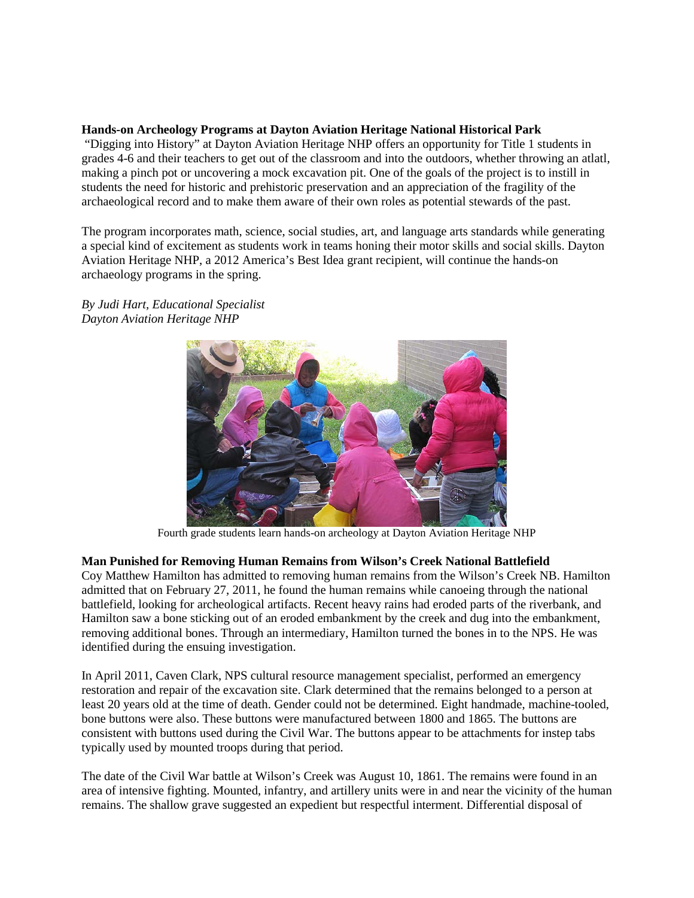**Hands-on Archeology Programs at Dayton Aviation Heritage National Historical Park**

"Digging into History" at Dayton Aviation Heritage NHP offers an opportunity for Title 1 students in grades 4-6 and their teachers to get out of the classroom and into the outdoors, whether throwing an atlatl, making a pinch pot or uncovering a mock excavation pit. One of the goals of the project is to instill in students the need for historic and prehistoric preservation and an appreciation of the fragility of the archaeological record and to make them aware of their own roles as potential stewards of the past.

The program incorporates math, science, social studies, art, and language arts standards while generating a special kind of excitement as students work in teams honing their motor skills and social skills. Dayton Aviation Heritage NHP, a 2012 America's Best Idea grant recipient, will continue the hands-on archaeology programs in the spring.

*By Judi Hart, Educational Specialist*
*Dayton Aviation Heritage NHP*

Fourth grade students learn hands-on archeology at Dayton Aviation Heritage NHP

**Man Punished for Removing Human Remains from Wilson's Creek National Battlefield**

Coy Matthew Hamilton has admitted to removing human remains from the Wilson's Creek NB. Hamilton admitted that on February 27, 2011, he found the human remains while canoeing through the national battlefield, looking for archeological artifacts. Recent heavy rains had eroded parts of the riverbank, and Hamilton saw a bone sticking out of an eroded embankment by the creek and dug into the embankment, removing additional bones. Through an intermediary, Hamilton turned the bones in to the NPS. He was identified during the ensuing investigation.

In April 2011, Caven Clark, NPS cultural resource management specialist, performed an emergency restoration and repair of the excavation site. Clark determined that the remains belonged to a person at least 20 years old at the time of death. Gender could not be determined. Eight handmade, machine-tooled, bone buttons were also. These buttons were manufactured between 1800 and 1865. The buttons are consistent with buttons used during the Civil War. The buttons appear to be attachments for instep tabs typically used by mounted troops during that period.

The date of the Civil War battle at Wilson's Creek was August 10, 1861. The remains were found in an area of intensive fighting. Mounted, infantry, and artillery units were in and near the vicinity of the human remains. The shallow grave suggested an expedient but respectful interment. Differential disposal of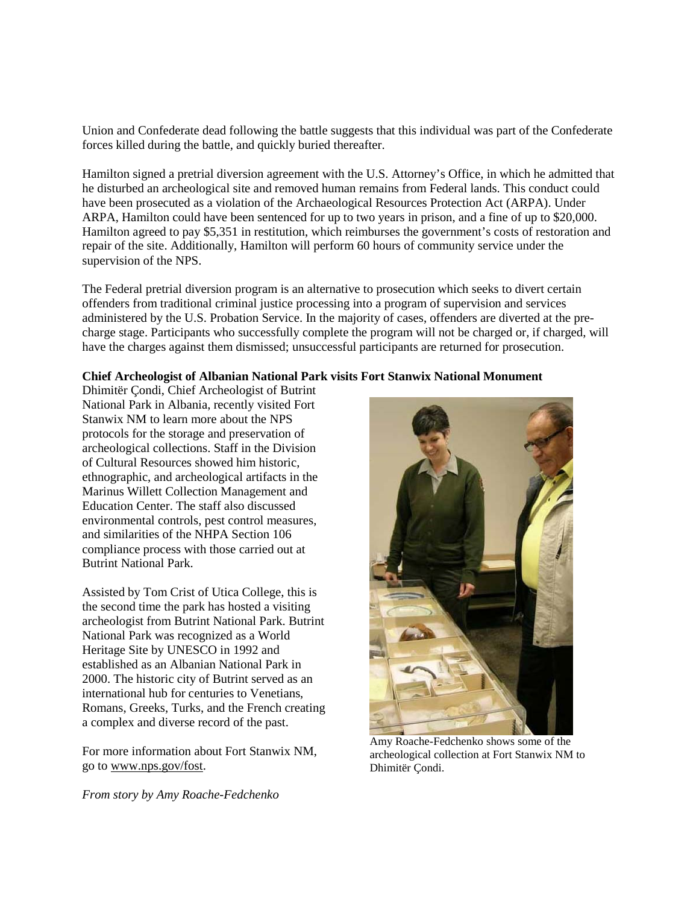Union and Confederate dead following the battle suggests that this individual was part of the Confederate forces killed during the battle, and quickly buried thereafter.

Hamilton signed a pretrial diversion agreement with the U.S. Attorney's Office, in which he admitted that he disturbed an archeological site and removed human remains from Federal lands. This conduct could have been prosecuted as a violation of the Archaeological Resources Protection Act (ARPA). Under ARPA, Hamilton could have been sentenced for up to two years in prison, and a fine of up to $20,000. Hamilton agreed to pay $5,351 in restitution, which reimburses the government's costs of restoration and repair of the site. Additionally, Hamilton will perform 60 hours of community service under the supervision of the NPS.

The Federal pretrial diversion program is an alternative to prosecution which seeks to divert certain offenders from traditional criminal justice processing into a program of supervision and services administered by the U.S. Probation Service. In the majority of cases, offenders are diverted at the pre-charge stage. Participants who successfully complete the program will not be charged or, if charged, will have the charges against them dismissed; unsuccessful participants are returned for prosecution.

**Chief Archeologist of Albanian National Park visits Fort Stanwix National Monument**

Dhimitër Çondi, Chief Archeologist of Butrint National Park in Albania, recently visited Fort Stanwix NM to learn more about the NPS protocols for the storage and preservation of archeological collections. Staff in the Division of Cultural Resources showed him historic, ethnographic, and archeological artifacts in the Marinus Willett Collection Management and Education Center. The staff also discussed environmental controls, pest control measures, and similarities of the NHPA Section 106 compliance process with those carried out at Butrint National Park.

Assisted by Tom Crist of Utica College, this is the second time the park has hosted a visiting archeologist from Butrint National Park. Butrint National Park was recognized as a World Heritage Site by UNESCO in 1992 and established as an Albanian National Park in 2000. The historic city of Butrint served as an international hub for centuries to Venetians, Romans, Greeks, Turks, and the French creating a complex and diverse record of the past.

Amy Roache-Fedchenko shows some of the archeological collection at Fort Stanwix NM to Dhimitër Çondi.

For more information about Fort Stanwix NM, go to www.nps.gov/fost.

*From story by Amy Roache-Fedchenko*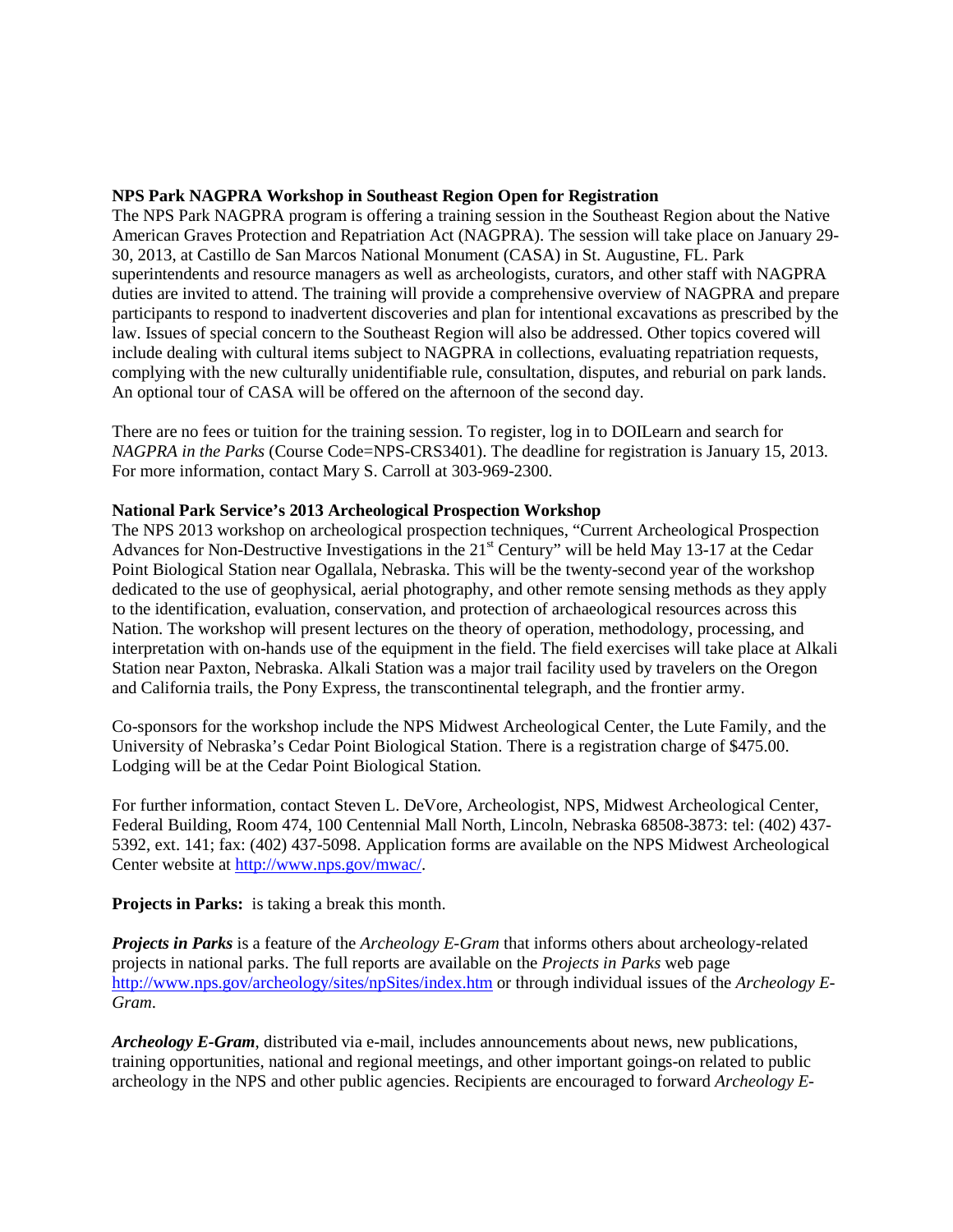**NPS Park NAGPRA Workshop in Southeast Region Open for Registration**

The NPS Park NAGPRA program is offering a training session in the Southeast Region about the Native American Graves Protection and Repatriation Act (NAGPRA). The session will take place on January 29-30, 2013, at Castillo de San Marcos National Monument (CASA) in St. Augustine, FL. Park superintendents and resource managers as well as archeologists, curators, and other staff with NAGPRA duties are invited to attend. The training will provide a comprehensive overview of NAGPRA and prepare participants to respond to inadvertent discoveries and plan for intentional excavations as prescribed by the law. Issues of special concern to the Southeast Region will also be addressed. Other topics covered will include dealing with cultural items subject to NAGPRA in collections, evaluating repatriation requests, complying with the new culturally unidentifiable rule, consultation, disputes, and reburial on park lands. An optional tour of CASA will be offered on the afternoon of the second day.

There are no fees or tuition for the training session. To register, log in to DOILearn and search for *NAGPRA in the Parks* (Course Code=NPS-CRS3401). The deadline for registration is January 15, 2013. For more information, contact Mary S. Carroll at 303-969-2300.

**National Park Service's 2013 Archeological Prospection Workshop**

The NPS 2013 workshop on archeological prospection techniques, "Current Archeological Prospection Advances for Non-Destructive Investigations in the 21st Century" will be held May 13-17 at the Cedar Point Biological Station near Ogallala, Nebraska. This will be the twenty-second year of the workshop dedicated to the use of geophysical, aerial photography, and other remote sensing methods as they apply to the identification, evaluation, conservation, and protection of archaeological resources across this Nation. The workshop will present lectures on the theory of operation, methodology, processing, and interpretation with on-hands use of the equipment in the field. The field exercises will take place at Alkali Station near Paxton, Nebraska. Alkali Station was a major trail facility used by travelers on the Oregon and California trails, the Pony Express, the transcontinental telegraph, and the frontier army.

Co-sponsors for the workshop include the NPS Midwest Archeological Center, the Lute Family, and the University of Nebraska's Cedar Point Biological Station. There is a registration charge of $475.00. Lodging will be at the Cedar Point Biological Station.

For further information, contact Steven L. DeVore, Archeologist, NPS, Midwest Archeological Center, Federal Building, Room 474, 100 Centennial Mall North, Lincoln, Nebraska 68508-3873: tel: (402) 437-5392, ext. 141; fax: (402) 437-5098. Application forms are available on the NPS Midwest Archeological Center website at http://www.nps.gov/mwac/.

**Projects in Parks:** is taking a break this month.

***Projects in Parks*** is a feature of the *Archeology E-Gram* that informs others about archeology-related projects in national parks. The full reports are available on the *Projects in Parks* web page http://www.nps.gov/archeology/sites/npSites/index.htm or through individual issues of the *Archeology E-Gram*.

***Archeology E-Gram***, distributed via e-mail, includes announcements about news, new publications, training opportunities, national and regional meetings, and other important goings-on related to public archeology in the NPS and other public agencies. Recipients are encouraged to forward *Archeology E-*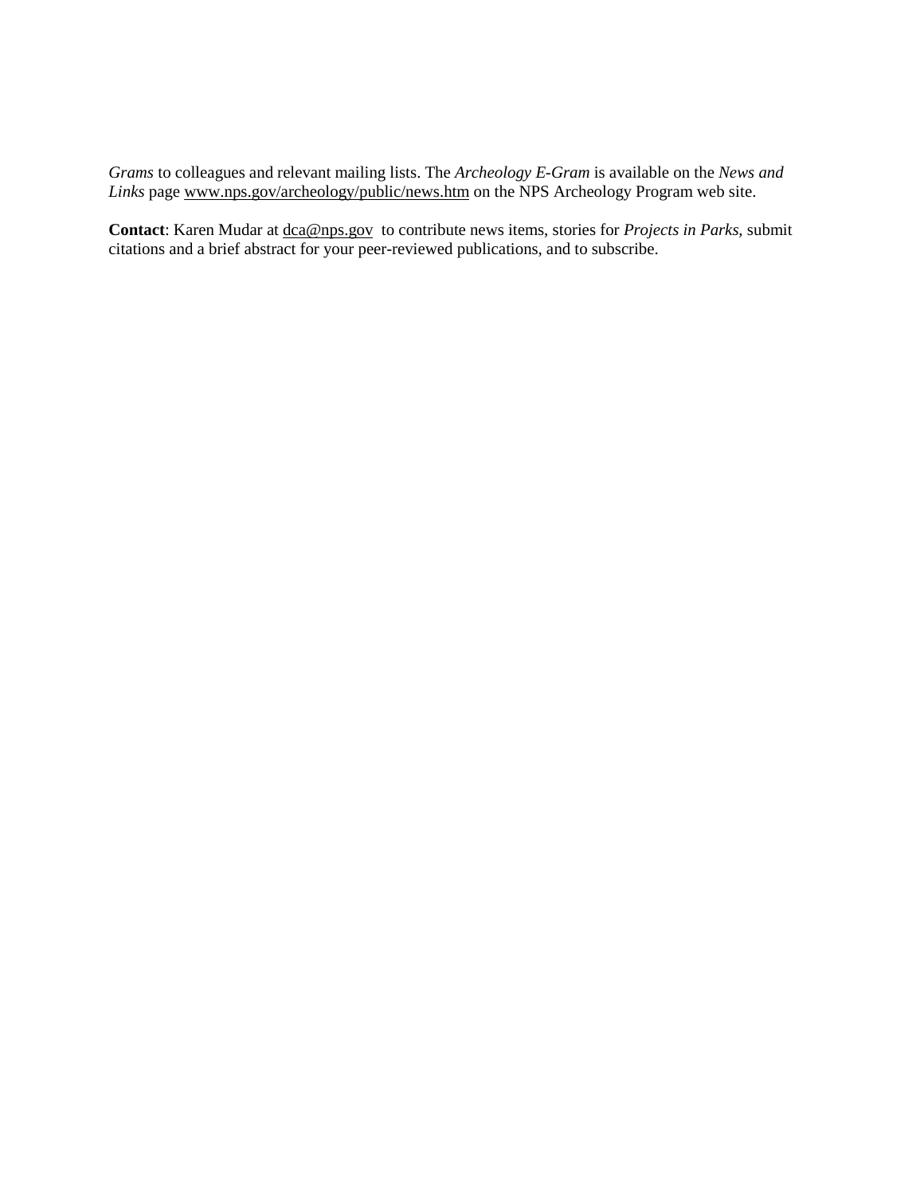*Grams* to colleagues and relevant mailing lists. The *Archeology E-Gram* is available on the *News and Links* page www.nps.gov/archeology/public/news.htm on the NPS Archeology Program web site.

**Contact**: Karen Mudar at dca@nps.gov to contribute news items, stories for *Projects in Parks*, submit citations and a brief abstract for your peer-reviewed publications, and to subscribe.